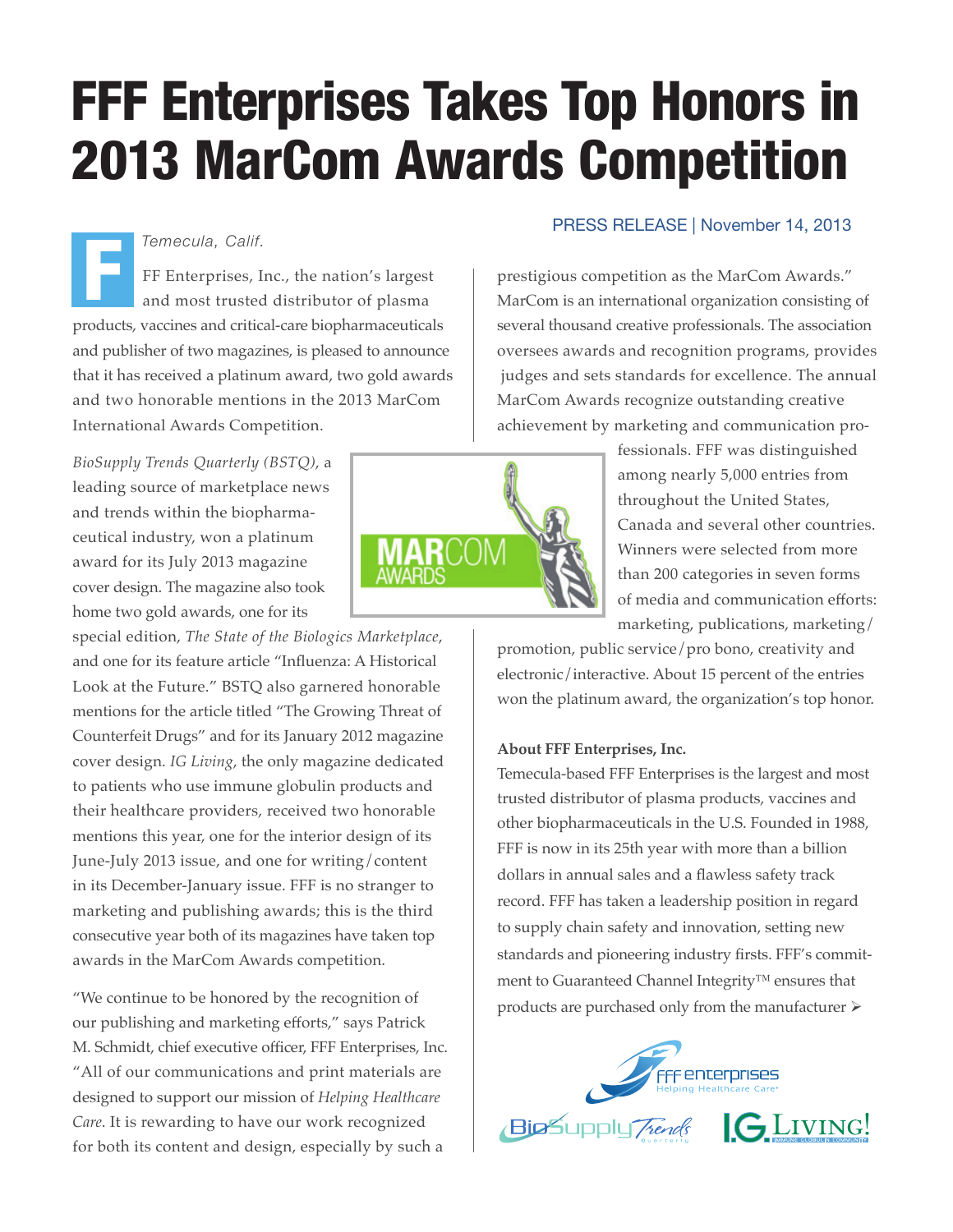# FFF Enterprises Takes Top Honors in 2013 MarCom Awards Competition

PRESS RELEASE | November 14, 2013

*Temecula, Calif.*

FFF Enterprises, Inc., the nation's largest and most trusted distributor of plasma products, vaccines and critical-care biopharmaceuticals and publisher of two magazines, is pleased to announce that it has received a platinum award, two gold awards and two honorable mentions in the 2013 MarCom International Awards Competition.

*BioSupply Trends Quarterly (BSTQ)*, a leading source of marketplace news and trends within the biopharmaceutical industry, won a platinum award for its July 2013 magazine cover design. The magazine also took home two gold awards, one for its special edition, *The State of the Biologics Marketplace*, and one for its feature article "Influenza: A Historical Look at the Future." BSTQ also garnered honorable mentions for the article titled "The Growing Threat of Counterfeit Drugs" and for its January 2012 magazine cover design. *IG Living*, the only magazine dedicated to patients who use immune globulin products and their healthcare providers, received two honorable mentions this year, one for the interior design of its June-July 2013 issue, and one for writing/content in its December-January issue. FFF is no stranger to marketing and publishing awards; this is the third consecutive year both of its magazines have taken top awards in the MarCom Awards competition.

"We continue to be honored by the recognition of our publishing and marketing efforts," says Patrick M. Schmidt, chief executive officer, FFF Enterprises, Inc. "All of our communications and print materials are designed to support our mission of *Helping Healthcare Care*. It is rewarding to have our work recognized for both its content and design, especially by such a prestigious competition as the MarCom Awards."

MarCom is an international organization consisting of several thousand creative professionals. The association oversees awards and recognition programs, provides judges and sets standards for excellence. The annual MarCom Awards recognize outstanding creative achievement by marketing and communication professionals. FFF was distinguished among nearly 5,000 entries from throughout the United States, Canada and several other countries. Winners were selected from more than 200 categories in seven forms of media and communication efforts: marketing, publications, marketing/promotion, public service/pro bono, creativity and electronic/interactive. About 15 percent of the entries won the platinum award, the organization's top honor.

**About FFF Enterprises, Inc.**

Temecula-based FFF Enterprises is the largest and most trusted distributor of plasma products, vaccines and other biopharmaceuticals in the U.S. Founded in 1988, FFF is now in its 25th year with more than a billion dollars in annual sales and a flawless safety track record. FFF has taken a leadership position in regard to supply chain safety and innovation, setting new standards and pioneering industry firsts. FFF's commitment to Guaranteed Channel Integrity™ ensures that products are purchased only from the manufacturer ➢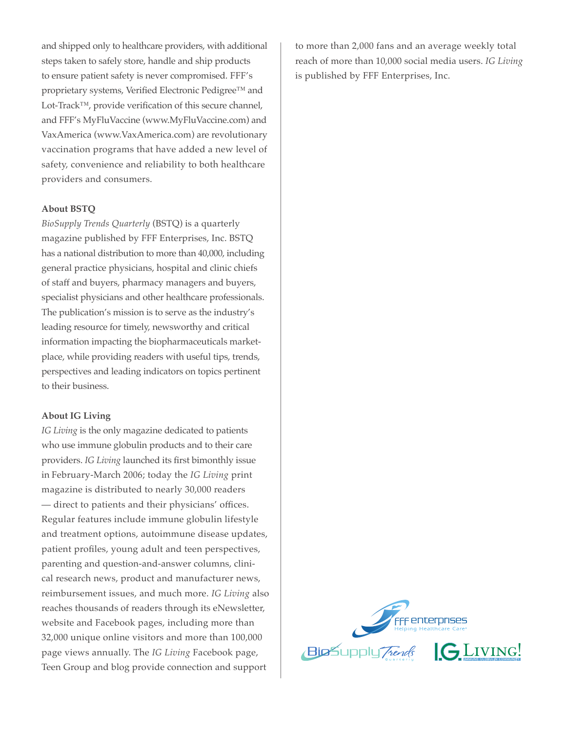and shipped only to healthcare providers, with additional steps taken to safely store, handle and ship products to ensure patient safety is never compromised. FFF's proprietary systems, Verified Electronic Pedigree™ and Lot-Track™, provide verification of this secure channel, and FFF's MyFluVaccine (www.MyFluVaccine.com) and VaxAmerica (www.VaxAmerica.com) are revolutionary vaccination programs that have added a new level of safety, convenience and reliability to both healthcare providers and consumers.

**About BSTQ**

*BioSupply Trends Quarterly* (BSTQ) is a quarterly magazine published by FFF Enterprises, Inc. BSTQ has a national distribution to more than 40,000, including general practice physicians, hospital and clinic chiefs of staff and buyers, pharmacy managers and buyers, specialist physicians and other healthcare professionals. The publication's mission is to serve as the industry's leading resource for timely, newsworthy and critical information impacting the biopharmaceuticals marketplace, while providing readers with useful tips, trends, perspectives and leading indicators on topics pertinent to their business.

**About IG Living**

*IG Living* is the only magazine dedicated to patients who use immune globulin products and to their care providers. *IG Living* launched its first bimonthly issue in February-March 2006; today the *IG Living* print magazine is distributed to nearly 30,000 readers — direct to patients and their physicians' offices. Regular features include immune globulin lifestyle and treatment options, autoimmune disease updates, patient profiles, young adult and teen perspectives, parenting and question-and-answer columns, clinical research news, product and manufacturer news, reimbursement issues, and much more. *IG Living* also reaches thousands of readers through its eNewsletter, website and Facebook pages, including more than 32,000 unique online visitors and more than 100,000 page views annually. The *IG Living* Facebook page, Teen Group and blog provide connection and support to more than 2,000 fans and an average weekly total reach of more than 10,000 social media users. *IG Living* is published by FFF Enterprises, Inc.

FFF enterprises
Helping Healthcare Care®

BioSupply Trends Quarterly

I.G. LIVING!
IMMUNE GLOBULIN COMMUNITY